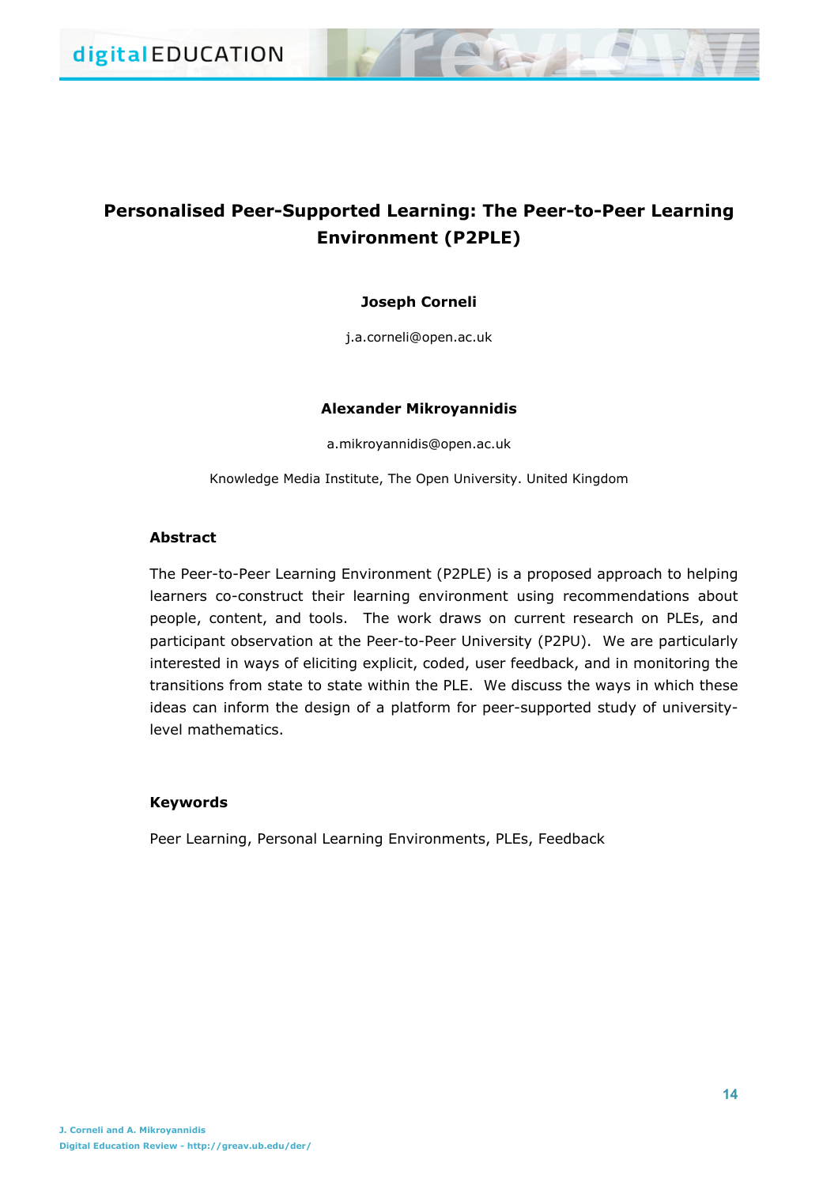# Personalised Peer-Supported Learning: The Peer-to-Peer Learning Environment (P2PLE)

**Joseph Corneli**

j.a.corneli@open.ac.uk

**Alexander Mikroyannidis**

a.mikroyannidis@open.ac.uk

Knowledge Media Institute, The Open University. United Kingdom

## Abstract

The Peer-to-Peer Learning Environment (P2PLE) is a proposed approach to helping learners co-construct their learning environment using recommendations about people, content, and tools. The work draws on current research on PLEs, and participant observation at the Peer-to-Peer University (P2PU). We are particularly interested in ways of eliciting explicit, coded, user feedback, and in monitoring the transitions from state to state within the PLE. We discuss the ways in which these ideas can inform the design of a platform for peer-supported study of university-level mathematics.

## Keywords

Peer Learning, Personal Learning Environments, PLEs, Feedback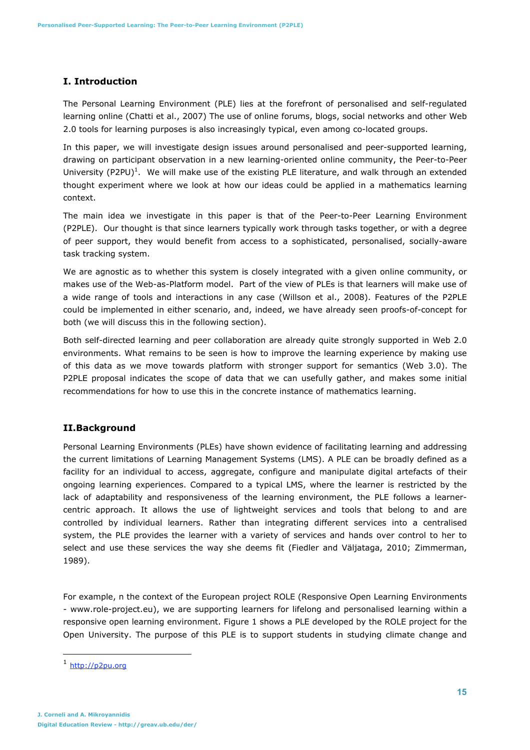## I. Introduction

The Personal Learning Environment (PLE) lies at the forefront of personalised and self-regulated learning online (Chatti et al., 2007) The use of online forums, blogs, social networks and other Web 2.0 tools for learning purposes is also increasingly typical, even among co-located groups.

In this paper, we will investigate design issues around personalised and peer-supported learning, drawing on participant observation in a new learning-oriented online community, the Peer-to-Peer University (P2PU)[1]. We will make use of the existing PLE literature, and walk through an extended thought experiment where we look at how our ideas could be applied in a mathematics learning context.

The main idea we investigate in this paper is that of the Peer-to-Peer Learning Environment (P2PLE). Our thought is that since learners typically work through tasks together, or with a degree of peer support, they would benefit from access to a sophisticated, personalised, socially-aware task tracking system.

We are agnostic as to whether this system is closely integrated with a given online community, or makes use of the Web-as-Platform model. Part of the view of PLEs is that learners will make use of a wide range of tools and interactions in any case (Willson et al., 2008). Features of the P2PLE could be implemented in either scenario, and, indeed, we have already seen proofs-of-concept for both (we will discuss this in the following section).

Both self-directed learning and peer collaboration are already quite strongly supported in Web 2.0 environments. What remains to be seen is how to improve the learning experience by making use of this data as we move towards platform with stronger support for semantics (Web 3.0). The P2PLE proposal indicates the scope of data that we can usefully gather, and makes some initial recommendations for how to use this in the concrete instance of mathematics learning.

## II. Background

Personal Learning Environments (PLEs) have shown evidence of facilitating learning and addressing the current limitations of Learning Management Systems (LMS). A PLE can be broadly defined as a facility for an individual to access, aggregate, configure and manipulate digital artefacts of their ongoing learning experiences. Compared to a typical LMS, where the learner is restricted by the lack of adaptability and responsiveness of the learning environment, the PLE follows a learner-centric approach. It allows the use of lightweight services and tools that belong to and are controlled by individual learners. Rather than integrating different services into a centralised system, the PLE provides the learner with a variety of services and hands over control to her to select and use these services the way she deems fit (Fiedler and Väljataga, 2010; Zimmerman, 1989).

For example, n the context of the European project ROLE (Responsive Open Learning Environments - www.role-project.eu), we are supporting learners for lifelong and personalised learning within a responsive open learning environment. Figure 1 shows a PLE developed by the ROLE project for the Open University. The purpose of this PLE is to support students in studying climate change and

[1] http://p2pu.org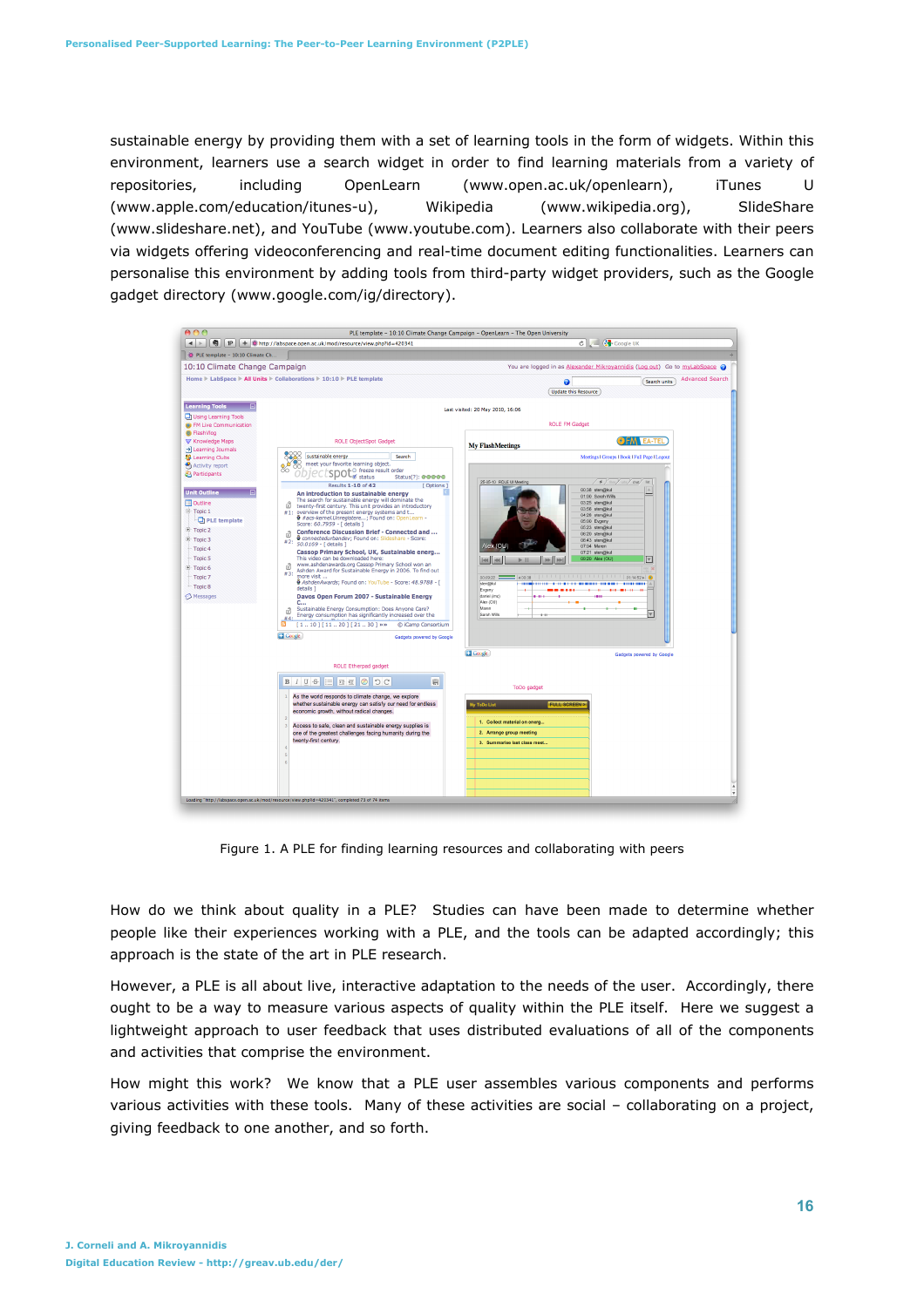sustainable energy by providing them with a set of learning tools in the form of widgets. Within this environment, learners use a search widget in order to find learning materials from a variety of repositories, including OpenLearn (www.open.ac.uk/openlearn), iTunes U (www.apple.com/education/itunes-u), Wikipedia (www.wikipedia.org), SlideShare (www.slideshare.net), and YouTube (www.youtube.com). Learners also collaborate with their peers via widgets offering videoconferencing and real-time document editing functionalities. Learners can personalise this environment by adding tools from third-party widget providers, such as the Google gadget directory (www.google.com/ig/directory).

Figure 1. A PLE for finding learning resources and collaborating with peers

How do we think about quality in a PLE? Studies can have been made to determine whether people like their experiences working with a PLE, and the tools can be adapted accordingly; this approach is the state of the art in PLE research.

However, a PLE is all about live, interactive adaptation to the needs of the user. Accordingly, there ought to be a way to measure various aspects of quality within the PLE itself. Here we suggest a lightweight approach to user feedback that uses distributed evaluations of all of the components and activities that comprise the environment.

How might this work? We know that a PLE user assembles various components and performs various activities with these tools. Many of these activities are social – collaborating on a project, giving feedback to one another, and so forth.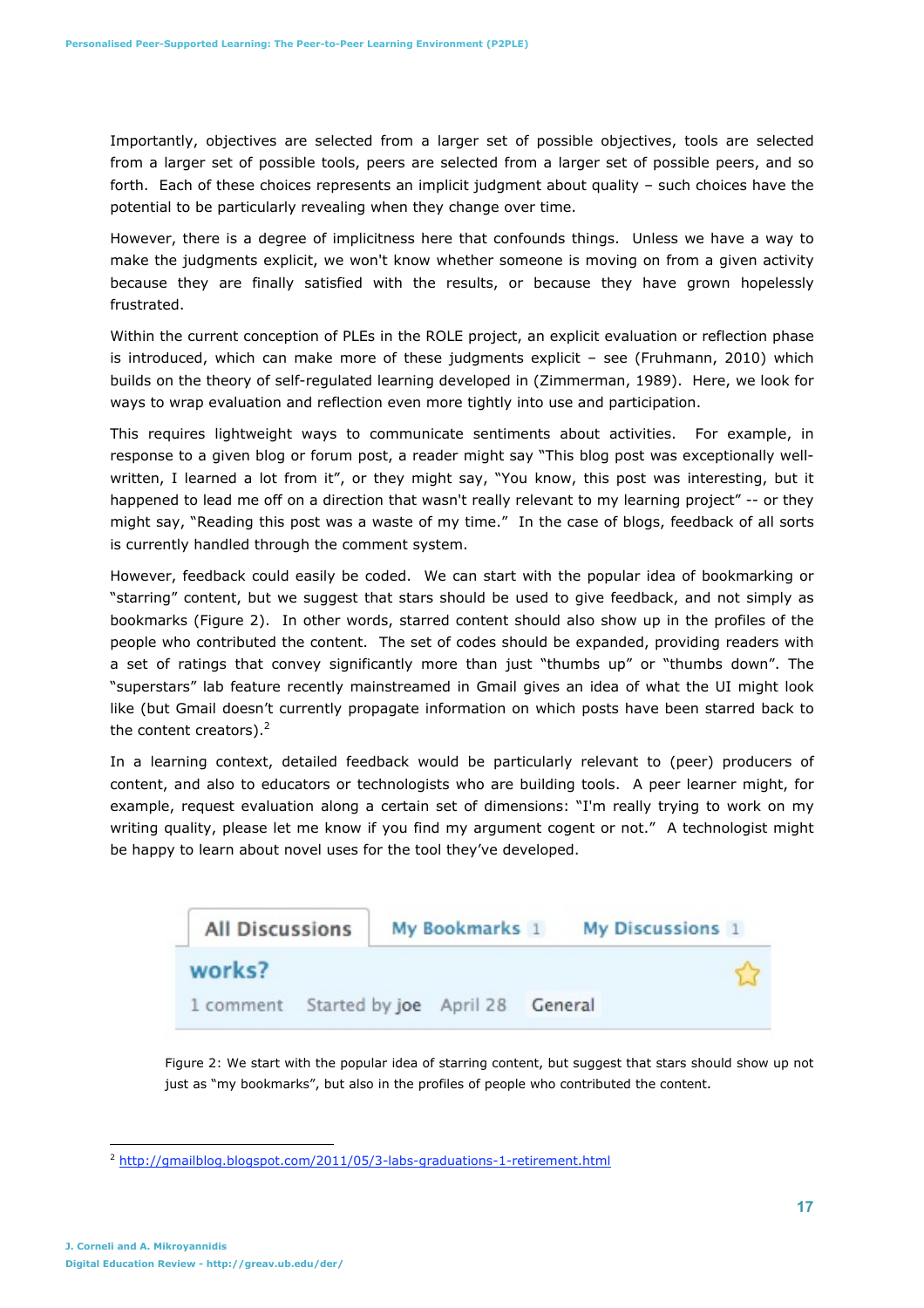Importantly, objectives are selected from a larger set of possible objectives, tools are selected from a larger set of possible tools, peers are selected from a larger set of possible peers, and so forth. Each of these choices represents an implicit judgment about quality – such choices have the potential to be particularly revealing when they change over time.

However, there is a degree of implicitness here that confounds things. Unless we have a way to make the judgments explicit, we won't know whether someone is moving on from a given activity because they are finally satisfied with the results, or because they have grown hopelessly frustrated.

Within the current conception of PLEs in the ROLE project, an explicit evaluation or reflection phase is introduced, which can make more of these judgments explicit – see (Fruhmann, 2010) which builds on the theory of self-regulated learning developed in (Zimmerman, 1989). Here, we look for ways to wrap evaluation and reflection even more tightly into use and participation.

This requires lightweight ways to communicate sentiments about activities. For example, in response to a given blog or forum post, a reader might say "This blog post was exceptionally well-written, I learned a lot from it", or they might say, "You know, this post was interesting, but it happened to lead me off on a direction that wasn't really relevant to my learning project" -- or they might say, "Reading this post was a waste of my time." In the case of blogs, feedback of all sorts is currently handled through the comment system.

However, feedback could easily be coded. We can start with the popular idea of bookmarking or "starring" content, but we suggest that stars should be used to give feedback, and not simply as bookmarks (Figure 2). In other words, starred content should also show up in the profiles of the people who contributed the content. The set of codes should be expanded, providing readers with a set of ratings that convey significantly more than just "thumbs up" or "thumbs down". The "superstars" lab feature recently mainstreamed in Gmail gives an idea of what the UI might look like (but Gmail doesn't currently propagate information on which posts have been starred back to the content creators).[2]

In a learning context, detailed feedback would be particularly relevant to (peer) producers of content, and also to educators or technologists who are building tools. A peer learner might, for example, request evaluation along a certain set of dimensions: "I'm really trying to work on my writing quality, please let me know if you find my argument cogent or not." A technologist might be happy to learn about novel uses for the tool they've developed.

| All Discussions | My Bookmarks 1 | My Discussions 1 |
|---|---|---|
| works? | | ☆ |
| 1 comment Started by joe April 28 | General | |

Figure 2: We start with the popular idea of starring content, but suggest that stars should show up not just as "my bookmarks", but also in the profiles of people who contributed the content.

[2] http://gmailblog.blogspot.com/2011/05/3-labs-graduations-1-retirement.html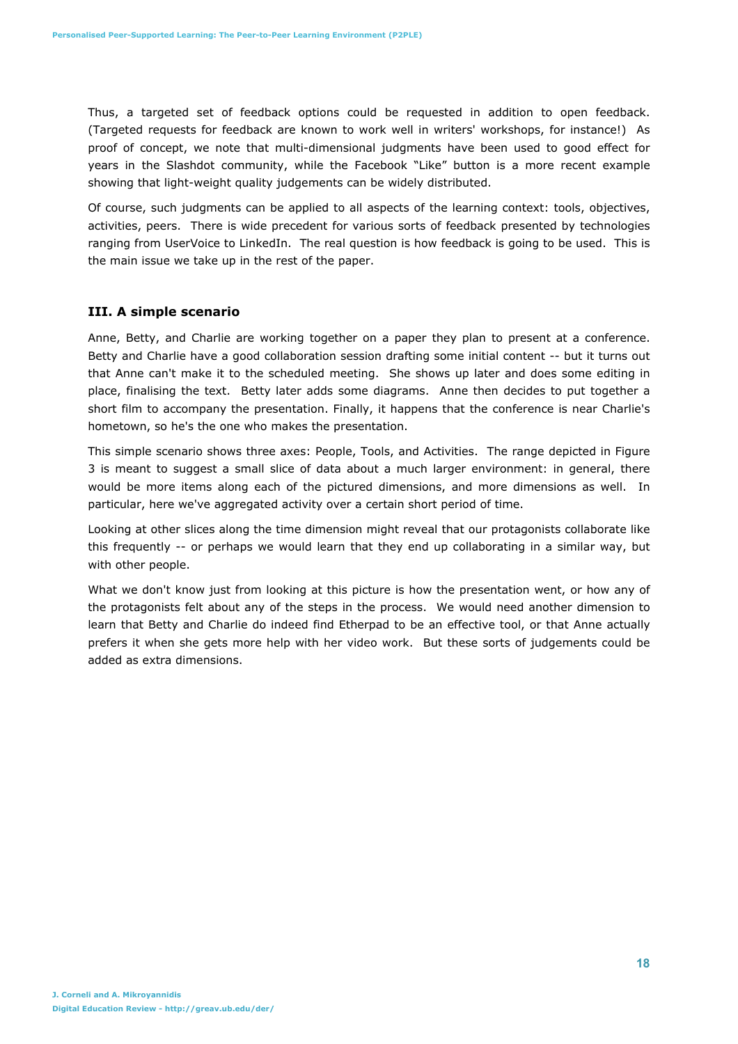Thus, a targeted set of feedback options could be requested in addition to open feedback. (Targeted requests for feedback are known to work well in writers' workshops, for instance!) As proof of concept, we note that multi-dimensional judgments have been used to good effect for years in the Slashdot community, while the Facebook "Like" button is a more recent example showing that light-weight quality judgements can be widely distributed.

Of course, such judgments can be applied to all aspects of the learning context: tools, objectives, activities, peers. There is wide precedent for various sorts of feedback presented by technologies ranging from UserVoice to LinkedIn. The real question is how feedback is going to be used. This is the main issue we take up in the rest of the paper.

### III. A simple scenario

Anne, Betty, and Charlie are working together on a paper they plan to present at a conference. Betty and Charlie have a good collaboration session drafting some initial content -- but it turns out that Anne can't make it to the scheduled meeting. She shows up later and does some editing in place, finalising the text. Betty later adds some diagrams. Anne then decides to put together a short film to accompany the presentation. Finally, it happens that the conference is near Charlie's hometown, so he's the one who makes the presentation.

This simple scenario shows three axes: People, Tools, and Activities. The range depicted in Figure 3 is meant to suggest a small slice of data about a much larger environment: in general, there would be more items along each of the pictured dimensions, and more dimensions as well. In particular, here we've aggregated activity over a certain short period of time.

Looking at other slices along the time dimension might reveal that our protagonists collaborate like this frequently -- or perhaps we would learn that they end up collaborating in a similar way, but with other people.

What we don't know just from looking at this picture is how the presentation went, or how any of the protagonists felt about any of the steps in the process. We would need another dimension to learn that Betty and Charlie do indeed find Etherpad to be an effective tool, or that Anne actually prefers it when she gets more help with her video work. But these sorts of judgements could be added as extra dimensions.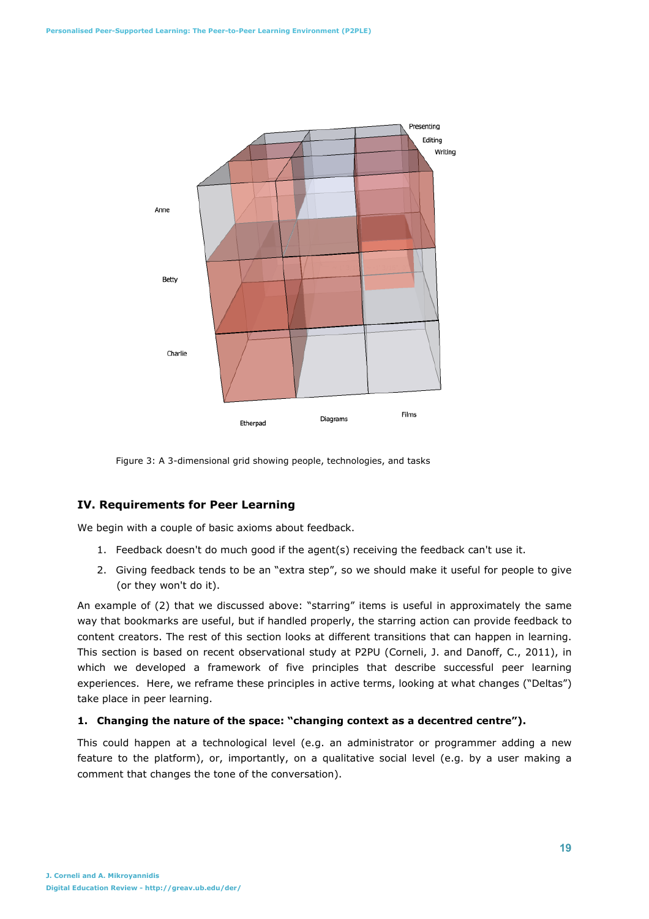Figure 3: A 3-dimensional grid showing people, technologies, and tasks

## IV. Requirements for Peer Learning

We begin with a couple of basic axioms about feedback.

1. Feedback doesn't do much good if the agent(s) receiving the feedback can't use it.
2. Giving feedback tends to be an "extra step", so we should make it useful for people to give (or they won't do it).

An example of (2) that we discussed above: "starring" items is useful in approximately the same way that bookmarks are useful, but if handled properly, the starring action can provide feedback to content creators. The rest of this section looks at different transitions that can happen in learning. This section is based on recent observational study at P2PU (Corneli, J. and Danoff, C., 2011), in which we developed a framework of five principles that describe successful peer learning experiences. Here, we reframe these principles in active terms, looking at what changes ("Deltas") take place in peer learning.

### 1. Changing the nature of the space: "changing context as a decentred centre").

This could happen at a technological level (e.g. an administrator or programmer adding a new feature to the platform), or, importantly, on a qualitative social level (e.g. by a user making a comment that changes the tone of the conversation).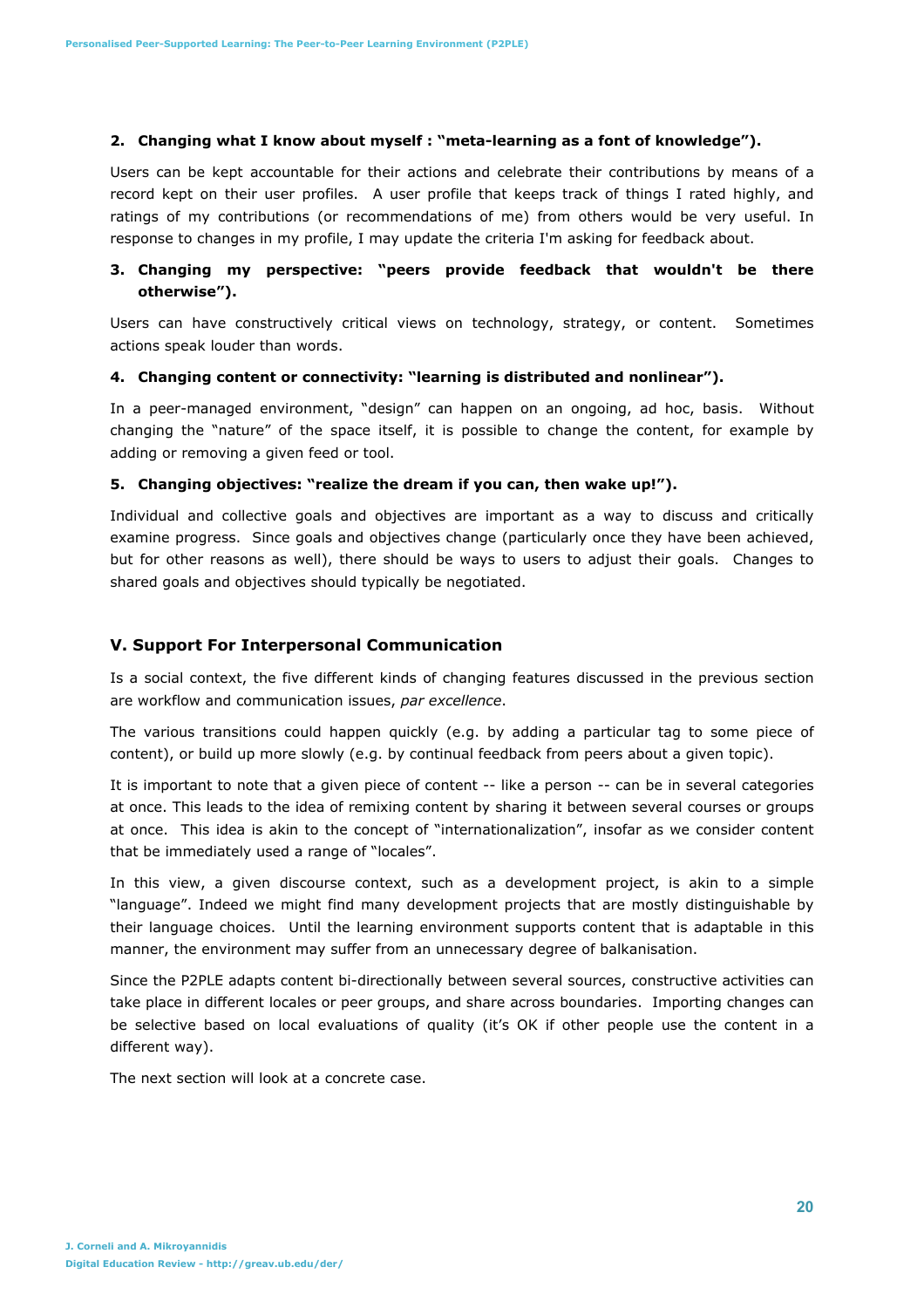2. **Changing what I know about myself : "meta-learning as a font of knowledge").**

Users can be kept accountable for their actions and celebrate their contributions by means of a record kept on their user profiles. A user profile that keeps track of things I rated highly, and ratings of my contributions (or recommendations of me) from others would be very useful. In response to changes in my profile, I may update the criteria I'm asking for feedback about.

3. **Changing my perspective: "peers provide feedback that wouldn't be there otherwise").**

Users can have constructively critical views on technology, strategy, or content. Sometimes actions speak louder than words.

4. **Changing content or connectivity: "learning is distributed and nonlinear").**

In a peer-managed environment, "design" can happen on an ongoing, ad hoc, basis. Without changing the "nature" of the space itself, it is possible to change the content, for example by adding or removing a given feed or tool.

5. **Changing objectives: "realize the dream if you can, then wake up!").**

Individual and collective goals and objectives are important as a way to discuss and critically examine progress. Since goals and objectives change (particularly once they have been achieved, but for other reasons as well), there should be ways to users to adjust their goals. Changes to shared goals and objectives should typically be negotiated.

## V. Support For Interpersonal Communication

Is a social context, the five different kinds of changing features discussed in the previous section are workflow and communication issues, *par excellence*.

The various transitions could happen quickly (e.g. by adding a particular tag to some piece of content), or build up more slowly (e.g. by continual feedback from peers about a given topic).

It is important to note that a given piece of content -- like a person -- can be in several categories at once. This leads to the idea of remixing content by sharing it between several courses or groups at once. This idea is akin to the concept of "internationalization", insofar as we consider content that be immediately used a range of "locales".

In this view, a given discourse context, such as a development project, is akin to a simple "language". Indeed we might find many development projects that are mostly distinguishable by their language choices. Until the learning environment supports content that is adaptable in this manner, the environment may suffer from an unnecessary degree of balkanisation.

Since the P2PLE adapts content bi-directionally between several sources, constructive activities can take place in different locales or peer groups, and share across boundaries. Importing changes can be selective based on local evaluations of quality (it's OK if other people use the content in a different way).

The next section will look at a concrete case.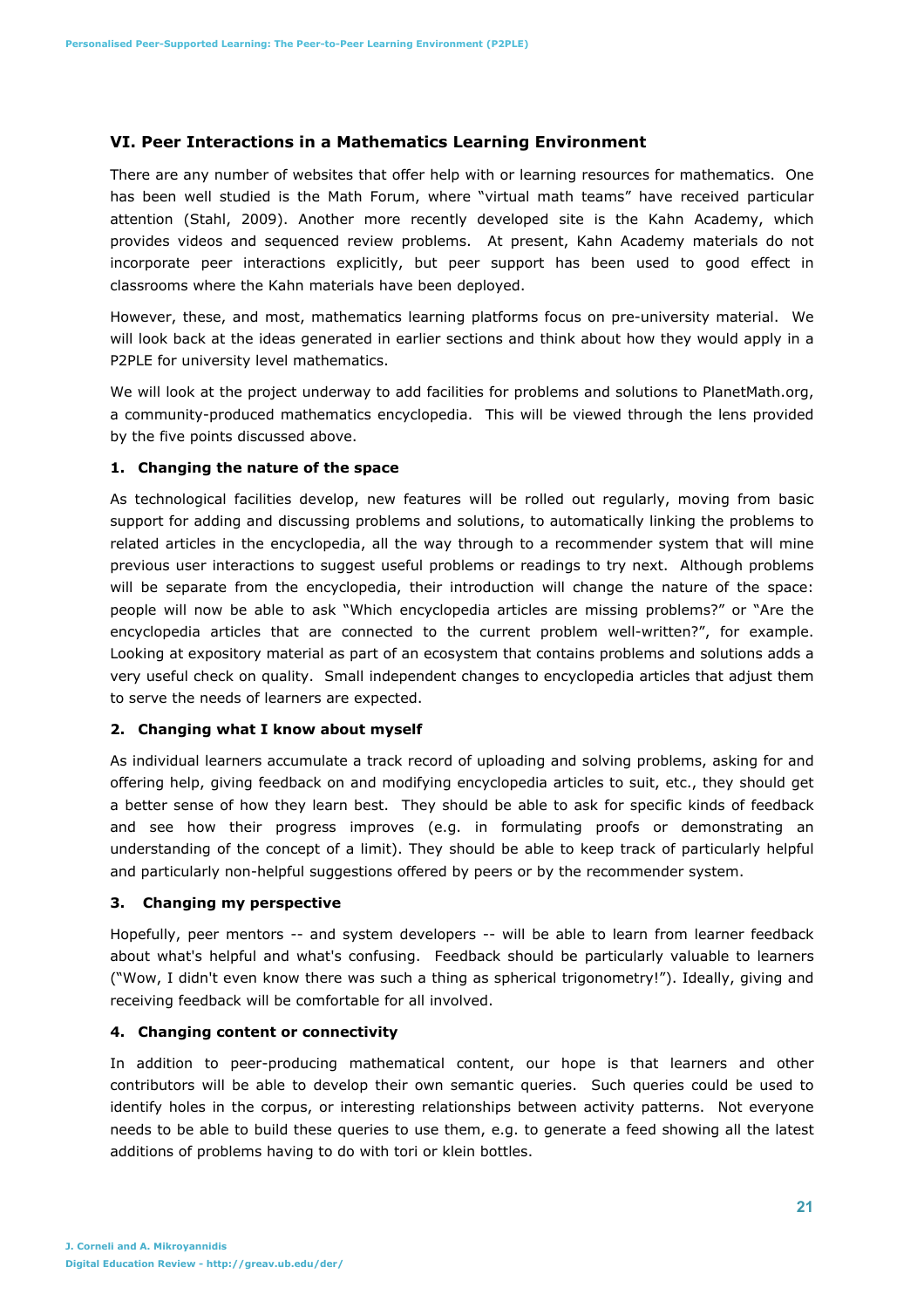## VI. Peer Interactions in a Mathematics Learning Environment

There are any number of websites that offer help with or learning resources for mathematics. One has been well studied is the Math Forum, where "virtual math teams" have received particular attention (Stahl, 2009). Another more recently developed site is the Kahn Academy, which provides videos and sequenced review problems. At present, Kahn Academy materials do not incorporate peer interactions explicitly, but peer support has been used to good effect in classrooms where the Kahn materials have been deployed.

However, these, and most, mathematics learning platforms focus on pre-university material. We will look back at the ideas generated in earlier sections and think about how they would apply in a P2PLE for university level mathematics.

We will look at the project underway to add facilities for problems and solutions to PlanetMath.org, a community-produced mathematics encyclopedia. This will be viewed through the lens provided by the five points discussed above.

**1. Changing the nature of the space**

As technological facilities develop, new features will be rolled out regularly, moving from basic support for adding and discussing problems and solutions, to automatically linking the problems to related articles in the encyclopedia, all the way through to a recommender system that will mine previous user interactions to suggest useful problems or readings to try next. Although problems will be separate from the encyclopedia, their introduction will change the nature of the space: people will now be able to ask "Which encyclopedia articles are missing problems?" or "Are the encyclopedia articles that are connected to the current problem well-written?", for example. Looking at expository material as part of an ecosystem that contains problems and solutions adds a very useful check on quality. Small independent changes to encyclopedia articles that adjust them to serve the needs of learners are expected.

**2. Changing what I know about myself**

As individual learners accumulate a track record of uploading and solving problems, asking for and offering help, giving feedback on and modifying encyclopedia articles to suit, etc., they should get a better sense of how they learn best. They should be able to ask for specific kinds of feedback and see how their progress improves (e.g. in formulating proofs or demonstrating an understanding of the concept of a limit). They should be able to keep track of particularly helpful and particularly non-helpful suggestions offered by peers or by the recommender system.

**3. Changing my perspective**

Hopefully, peer mentors -- and system developers -- will be able to learn from learner feedback about what's helpful and what's confusing. Feedback should be particularly valuable to learners ("Wow, I didn't even know there was such a thing as spherical trigonometry!"). Ideally, giving and receiving feedback will be comfortable for all involved.

**4. Changing content or connectivity**

In addition to peer-producing mathematical content, our hope is that learners and other contributors will be able to develop their own semantic queries. Such queries could be used to identify holes in the corpus, or interesting relationships between activity patterns. Not everyone needs to be able to build these queries to use them, e.g. to generate a feed showing all the latest additions of problems having to do with tori or klein bottles.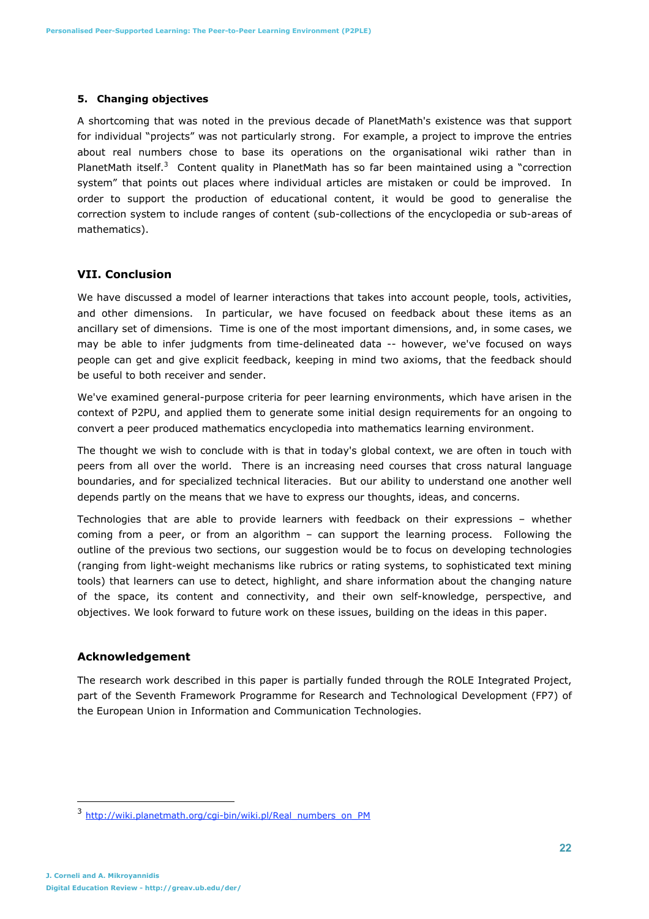### 5. Changing objectives

A shortcoming that was noted in the previous decade of PlanetMath's existence was that support for individual "projects" was not particularly strong. For example, a project to improve the entries about real numbers chose to base its operations on the organisational wiki rather than in PlanetMath itself.[3] Content quality in PlanetMath has so far been maintained using a "correction system" that points out places where individual articles are mistaken or could be improved. In order to support the production of educational content, it would be good to generalise the correction system to include ranges of content (sub-collections of the encyclopedia or sub-areas of mathematics).

## VII. Conclusion

We have discussed a model of learner interactions that takes into account people, tools, activities, and other dimensions. In particular, we have focused on feedback about these items as an ancillary set of dimensions. Time is one of the most important dimensions, and, in some cases, we may be able to infer judgments from time-delineated data -- however, we've focused on ways people can get and give explicit feedback, keeping in mind two axioms, that the feedback should be useful to both receiver and sender.

We've examined general-purpose criteria for peer learning environments, which have arisen in the context of P2PU, and applied them to generate some initial design requirements for an ongoing to convert a peer produced mathematics encyclopedia into mathematics learning environment.

The thought we wish to conclude with is that in today's global context, we are often in touch with peers from all over the world. There is an increasing need courses that cross natural language boundaries, and for specialized technical literacies. But our ability to understand one another well depends partly on the means that we have to express our thoughts, ideas, and concerns.

Technologies that are able to provide learners with feedback on their expressions – whether coming from a peer, or from an algorithm – can support the learning process. Following the outline of the previous two sections, our suggestion would be to focus on developing technologies (ranging from light-weight mechanisms like rubrics or rating systems, to sophisticated text mining tools) that learners can use to detect, highlight, and share information about the changing nature of the space, its content and connectivity, and their own self-knowledge, perspective, and objectives. We look forward to future work on these issues, building on the ideas in this paper.

## Acknowledgement

The research work described in this paper is partially funded through the ROLE Integrated Project, part of the Seventh Framework Programme for Research and Technological Development (FP7) of the European Union in Information and Communication Technologies.

---

[3] http://wiki.planetmath.org/cgi-bin/wiki.pl/Real_numbers_on_PM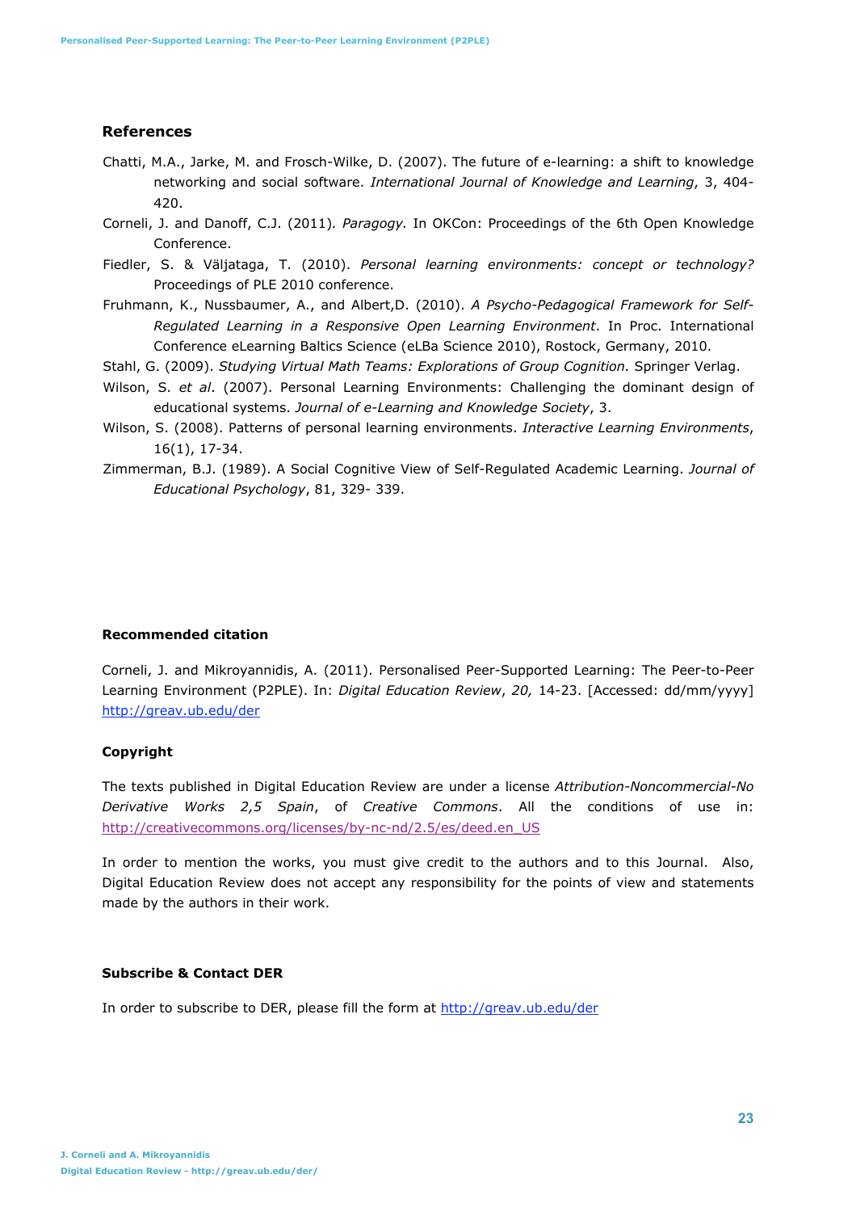## References

Chatti, M.A., Jarke, M. and Frosch-Wilke, D. (2007). The future of e-learning: a shift to knowledge networking and social software. *International Journal of Knowledge and Learning*, 3, 404-420.

Corneli, J. and Danoff, C.J. (2011). *Paragogy.* In OKCon: Proceedings of the 6th Open Knowledge Conference.

Fiedler, S. & Väljataga, T. (2010). *Personal learning environments: concept or technology?* Proceedings of PLE 2010 conference.

Fruhmann, K., Nussbaumer, A., and Albert,D. (2010). *A Psycho-Pedagogical Framework for Self-Regulated Learning in a Responsive Open Learning Environment*. In Proc. International Conference eLearning Baltics Science (eLBa Science 2010), Rostock, Germany, 2010.

Stahl, G. (2009). *Studying Virtual Math Teams: Explorations of Group Cognition.* Springer Verlag.

Wilson, S. *et al*. (2007). Personal Learning Environments: Challenging the dominant design of educational systems. *Journal of e-Learning and Knowledge Society*, 3.

Wilson, S. (2008). Patterns of personal learning environments. *Interactive Learning Environments*, 16(1), 17-34.

Zimmerman, B.J. (1989). A Social Cognitive View of Self-Regulated Academic Learning. *Journal of Educational Psychology*, 81, 329- 339.

**Recommended citation**

Corneli, J. and Mikroyannidis, A. (2011). Personalised Peer-Supported Learning: The Peer-to-Peer Learning Environment (P2PLE). In: *Digital Education Review*, *20,* 14-23. [Accessed: dd/mm/yyyy] http://greav.ub.edu/der

**Copyright**

The texts published in Digital Education Review are under a license *Attribution-Noncommercial-No Derivative Works 2,5 Spain*, of *Creative Commons*. All the conditions of use in: http://creativecommons.org/licenses/by-nc-nd/2.5/es/deed.en_US

In order to mention the works, you must give credit to the authors and to this Journal. Also, Digital Education Review does not accept any responsibility for the points of view and statements made by the authors in their work.

**Subscribe & Contact DER**

In order to subscribe to DER, please fill the form at http://greav.ub.edu/der